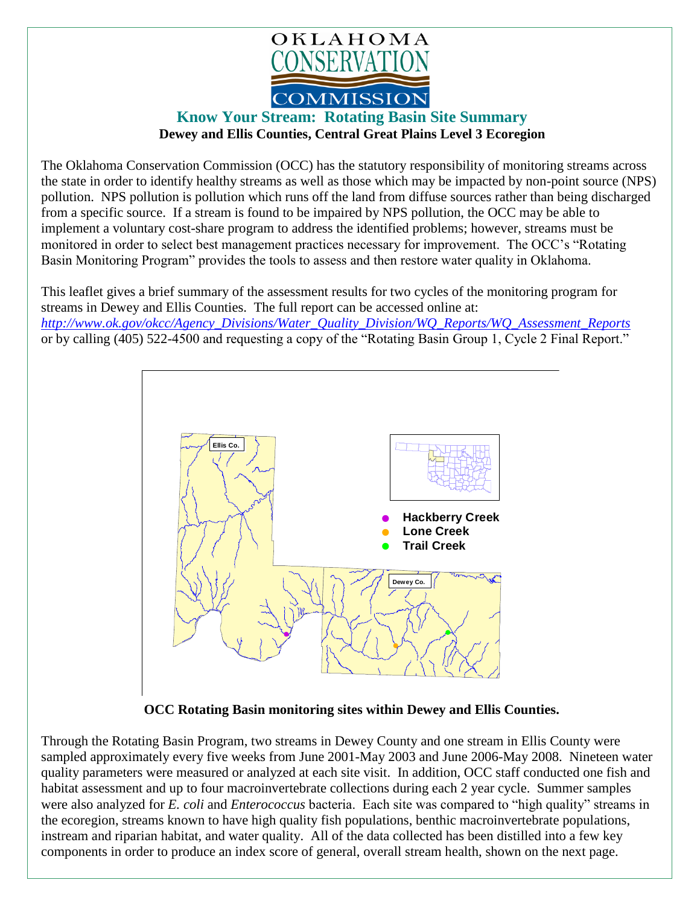OKLAHOMA CONSERVATION COMMISSION

## Know Your Stream: Rotating Basin Site Summary

**Dewey and Ellis Counties, Central Great Plains Level 3 Ecoregion**

The Oklahoma Conservation Commission (OCC) has the statutory responsibility of monitoring streams across the state in order to identify healthy streams as well as those which may be impacted by non-point source (NPS) pollution. NPS pollution is pollution which runs off the land from diffuse sources rather than being discharged from a specific source. If a stream is found to be impaired by NPS pollution, the OCC may be able to implement a voluntary cost-share program to address the identified problems; however, streams must be monitored in order to select best management practices necessary for improvement. The OCC's "Rotating Basin Monitoring Program" provides the tools to assess and then restore water quality in Oklahoma.

This leaflet gives a brief summary of the assessment results for two cycles of the monitoring program for streams in Dewey and Ellis Counties. The full report can be accessed online at: *http://www.ok.gov/okcc/Agency_Divisions/Water_Quality_Division/WQ_Reports/WQ_Assessment_Reports* or by calling (405) 522-4500 and requesting a copy of the "Rotating Basin Group 1, Cycle 2 Final Report."

Ellis Co.

Dewey Co.

- Hackberry Creek
- Lone Creek
- Trail Creek

**OCC Rotating Basin monitoring sites within Dewey and Ellis Counties.**

Through the Rotating Basin Program, two streams in Dewey County and one stream in Ellis County were sampled approximately every five weeks from June 2001-May 2003 and June 2006-May 2008. Nineteen water quality parameters were measured or analyzed at each site visit. In addition, OCC staff conducted one fish and habitat assessment and up to four macroinvertebrate collections during each 2 year cycle. Summer samples were also analyzed for *E. coli* and *Enterococcus* bacteria. Each site was compared to "high quality" streams in the ecoregion, streams known to have high quality fish populations, benthic macroinvertebrate populations, instream and riparian habitat, and water quality. All of the data collected has been distilled into a few key components in order to produce an index score of general, overall stream health, shown on the next page.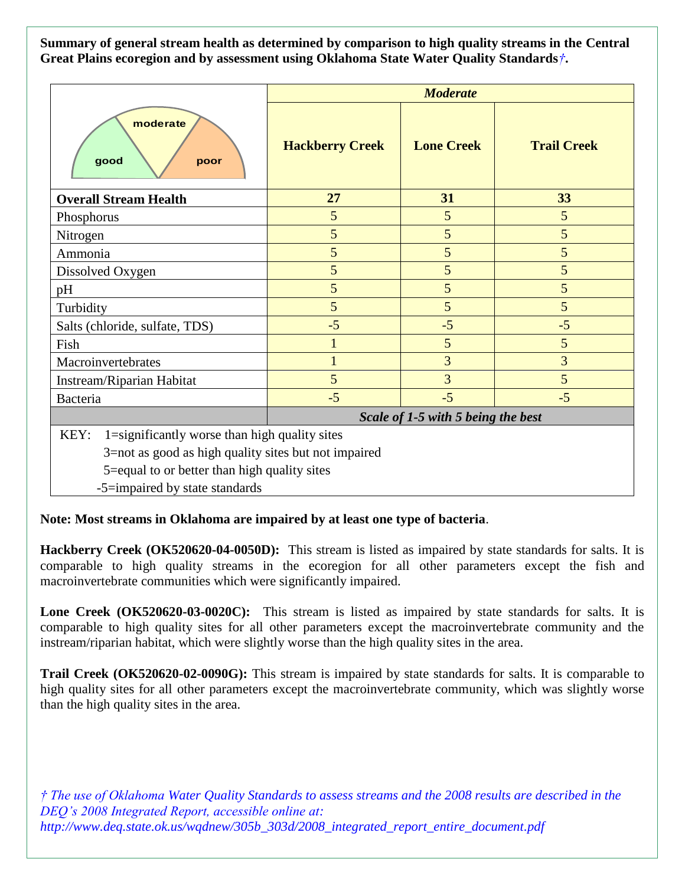**Summary of general stream health as determined by comparison to high quality streams in the Central Great Plains ecoregion and by assessment using Oklahoma State Water Quality Standards*†*.**

| | *Moderate* | | |
|---|---|---|---|
| good / moderate / poor | **Hackberry Creek** | **Lone Creek** | **Trail Creek** |
| **Overall Stream Health** | **27** | **31** | **33** |
| Phosphorus | 5 | 5 | 5 |
| Nitrogen | 5 | 5 | 5 |
| Ammonia | 5 | 5 | 5 |
| Dissolved Oxygen | 5 | 5 | 5 |
| pH | 5 | 5 | 5 |
| Turbidity | 5 | 5 | 5 |
| Salts (chloride, sulfate, TDS) | -5 | -5 | -5 |
| Fish | 1 | 5 | 5 |
| Macroinvertebrates | 1 | 3 | 3 |
| Instream/Riparian Habitat | 5 | 3 | 5 |
| Bacteria | -5 | -5 | -5 |
| | ***Scale of 1-5 with 5 being the best*** | | |

KEY:
- 1=significantly worse than high quality sites
- 3=not as good as high quality sites but not impaired
- 5=equal to or better than high quality sites
- -5=impaired by state standards

**Note: Most streams in Oklahoma are impaired by at least one type of bacteria**.

**Hackberry Creek (OK520620-04-0050D):** This stream is listed as impaired by state standards for salts. It is comparable to high quality streams in the ecoregion for all other parameters except the fish and macroinvertebrate communities which were significantly impaired.

**Lone Creek (OK520620-03-0020C):** This stream is listed as impaired by state standards for salts. It is comparable to high quality sites for all other parameters except the macroinvertebrate community and the instream/riparian habitat, which were slightly worse than the high quality sites in the area.

**Trail Creek (OK520620-02-0090G):** This stream is impaired by state standards for salts. It is comparable to high quality sites for all other parameters except the macroinvertebrate community, which was slightly worse than the high quality sites in the area.

*† The use of Oklahoma Water Quality Standards to assess streams and the 2008 results are described in the DEQ's 2008 Integrated Report, accessible online at: http://www.deq.state.ok.us/wqdnew/305b_303d/2008_integrated_report_entire_document.pdf*